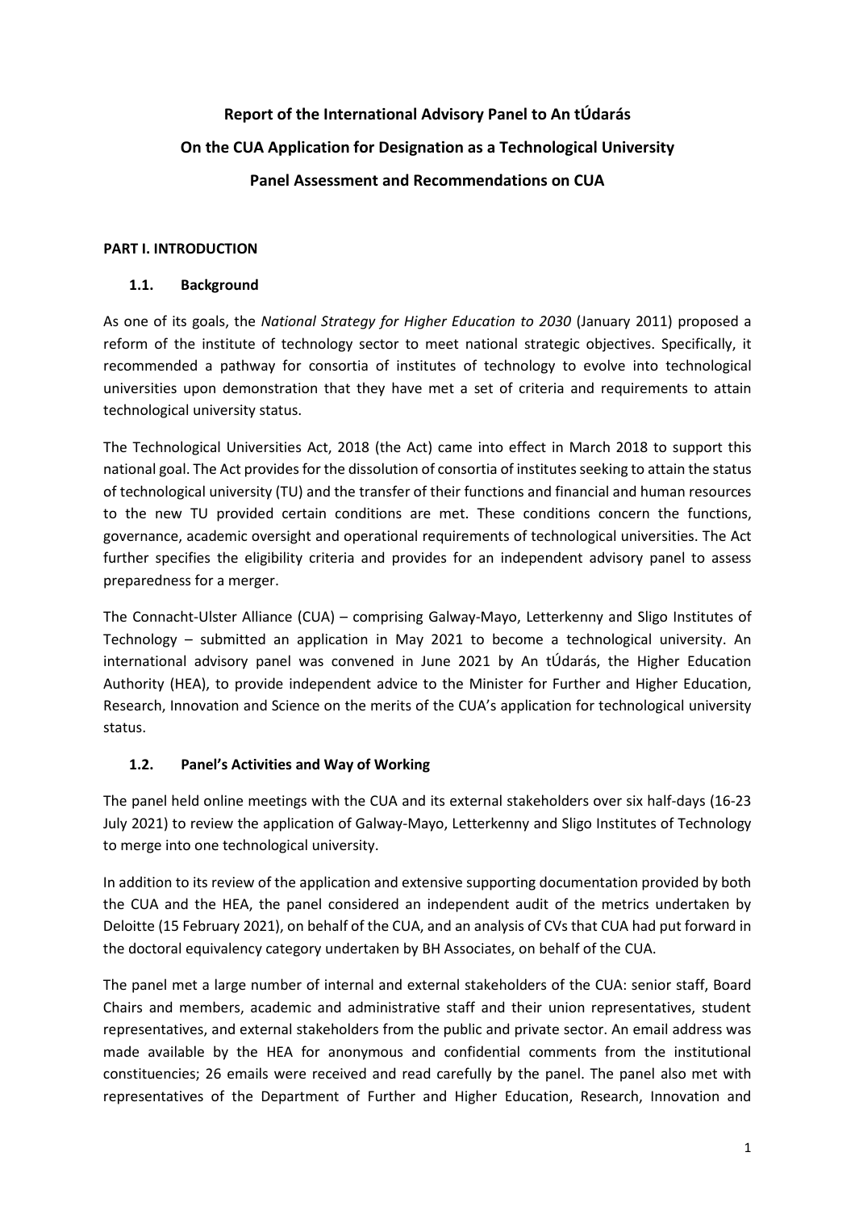# Report of the International Advisory Panel to An tÚdarás

# On the CUA Application for Designation as a Technological University

# Panel Assessment and Recommendations on CUA

## PART I. INTRODUCTION

### 1.1. Background

As one of its goals, the *National Strategy for Higher Education to 2030* (January 2011) proposed a reform of the institute of technology sector to meet national strategic objectives. Specifically, it recommended a pathway for consortia of institutes of technology to evolve into technological universities upon demonstration that they have met a set of criteria and requirements to attain technological university status.

The Technological Universities Act, 2018 (the Act) came into effect in March 2018 to support this national goal. The Act provides for the dissolution of consortia of institutes seeking to attain the status of technological university (TU) and the transfer of their functions and financial and human resources to the new TU provided certain conditions are met. These conditions concern the functions, governance, academic oversight and operational requirements of technological universities. The Act further specifies the eligibility criteria and provides for an independent advisory panel to assess preparedness for a merger.

The Connacht-Ulster Alliance (CUA) – comprising Galway-Mayo, Letterkenny and Sligo Institutes of Technology – submitted an application in May 2021 to become a technological university. An international advisory panel was convened in June 2021 by An tÚdarás, the Higher Education Authority (HEA), to provide independent advice to the Minister for Further and Higher Education, Research, Innovation and Science on the merits of the CUA's application for technological university status.

### 1.2. Panel's Activities and Way of Working

The panel held online meetings with the CUA and its external stakeholders over six half-days (16-23 July 2021) to review the application of Galway-Mayo, Letterkenny and Sligo Institutes of Technology to merge into one technological university.

In addition to its review of the application and extensive supporting documentation provided by both the CUA and the HEA, the panel considered an independent audit of the metrics undertaken by Deloitte (15 February 2021), on behalf of the CUA, and an analysis of CVs that CUA had put forward in the doctoral equivalency category undertaken by BH Associates, on behalf of the CUA.

The panel met a large number of internal and external stakeholders of the CUA: senior staff, Board Chairs and members, academic and administrative staff and their union representatives, student representatives, and external stakeholders from the public and private sector. An email address was made available by the HEA for anonymous and confidential comments from the institutional constituencies; 26 emails were received and read carefully by the panel. The panel also met with representatives of the Department of Further and Higher Education, Research, Innovation and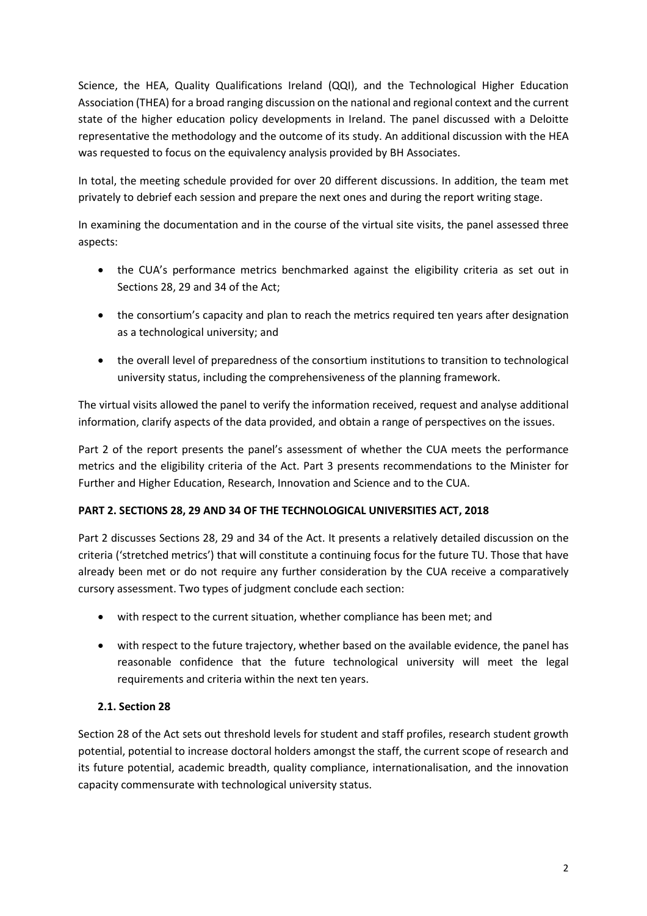Science, the HEA, Quality Qualifications Ireland (QQI), and the Technological Higher Education Association (THEA) for a broad ranging discussion on the national and regional context and the current state of the higher education policy developments in Ireland. The panel discussed with a Deloitte representative the methodology and the outcome of its study. An additional discussion with the HEA was requested to focus on the equivalency analysis provided by BH Associates.

In total, the meeting schedule provided for over 20 different discussions. In addition, the team met privately to debrief each session and prepare the next ones and during the report writing stage.

In examining the documentation and in the course of the virtual site visits, the panel assessed three aspects:

- the CUA's performance metrics benchmarked against the eligibility criteria as set out in Sections 28, 29 and 34 of the Act;
- the consortium's capacity and plan to reach the metrics required ten years after designation as a technological university; and
- the overall level of preparedness of the consortium institutions to transition to technological university status, including the comprehensiveness of the planning framework.

The virtual visits allowed the panel to verify the information received, request and analyse additional information, clarify aspects of the data provided, and obtain a range of perspectives on the issues.

Part 2 of the report presents the panel's assessment of whether the CUA meets the performance metrics and the eligibility criteria of the Act. Part 3 presents recommendations to the Minister for Further and Higher Education, Research, Innovation and Science and to the CUA.

## PART 2. SECTIONS 28, 29 AND 34 OF THE TECHNOLOGICAL UNIVERSITIES ACT, 2018

Part 2 discusses Sections 28, 29 and 34 of the Act. It presents a relatively detailed discussion on the criteria ('stretched metrics') that will constitute a continuing focus for the future TU. Those that have already been met or do not require any further consideration by the CUA receive a comparatively cursory assessment. Two types of judgment conclude each section:

- with respect to the current situation, whether compliance has been met; and
- with respect to the future trajectory, whether based on the available evidence, the panel has reasonable confidence that the future technological university will meet the legal requirements and criteria within the next ten years.

### 2.1. Section 28

Section 28 of the Act sets out threshold levels for student and staff profiles, research student growth potential, potential to increase doctoral holders amongst the staff, the current scope of research and its future potential, academic breadth, quality compliance, internationalisation, and the innovation capacity commensurate with technological university status.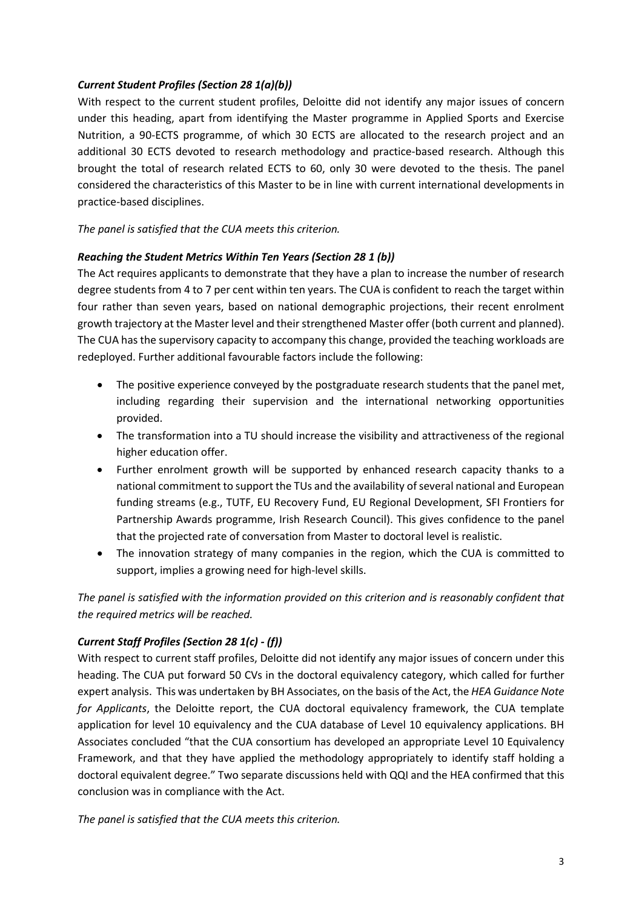***Current Student Profiles (Section 28 1(a)(b))***

With respect to the current student profiles, Deloitte did not identify any major issues of concern under this heading, apart from identifying the Master programme in Applied Sports and Exercise Nutrition, a 90-ECTS programme, of which 30 ECTS are allocated to the research project and an additional 30 ECTS devoted to research methodology and practice-based research. Although this brought the total of research related ECTS to 60, only 30 were devoted to the thesis. The panel considered the characteristics of this Master to be in line with current international developments in practice-based disciplines.

*The panel is satisfied that the CUA meets this criterion.*

***Reaching the Student Metrics Within Ten Years (Section 28 1 (b))***

The Act requires applicants to demonstrate that they have a plan to increase the number of research degree students from 4 to 7 per cent within ten years. The CUA is confident to reach the target within four rather than seven years, based on national demographic projections, their recent enrolment growth trajectory at the Master level and their strengthened Master offer (both current and planned). The CUA has the supervisory capacity to accompany this change, provided the teaching workloads are redeployed. Further additional favourable factors include the following:

- The positive experience conveyed by the postgraduate research students that the panel met, including regarding their supervision and the international networking opportunities provided.
- The transformation into a TU should increase the visibility and attractiveness of the regional higher education offer.
- Further enrolment growth will be supported by enhanced research capacity thanks to a national commitment to support the TUs and the availability of several national and European funding streams (e.g., TUTF, EU Recovery Fund, EU Regional Development, SFI Frontiers for Partnership Awards programme, Irish Research Council). This gives confidence to the panel that the projected rate of conversation from Master to doctoral level is realistic.
- The innovation strategy of many companies in the region, which the CUA is committed to support, implies a growing need for high-level skills.

*The panel is satisfied with the information provided on this criterion and is reasonably confident that the required metrics will be reached.*

***Current Staff Profiles (Section 28 1(c) - (f))***

With respect to current staff profiles, Deloitte did not identify any major issues of concern under this heading. The CUA put forward 50 CVs in the doctoral equivalency category, which called for further expert analysis. This was undertaken by BH Associates, on the basis of the Act, the *HEA Guidance Note for Applicants*, the Deloitte report, the CUA doctoral equivalency framework, the CUA template application for level 10 equivalency and the CUA database of Level 10 equivalency applications. BH Associates concluded "that the CUA consortium has developed an appropriate Level 10 Equivalency Framework, and that they have applied the methodology appropriately to identify staff holding a doctoral equivalent degree." Two separate discussions held with QQI and the HEA confirmed that this conclusion was in compliance with the Act.

*The panel is satisfied that the CUA meets this criterion.*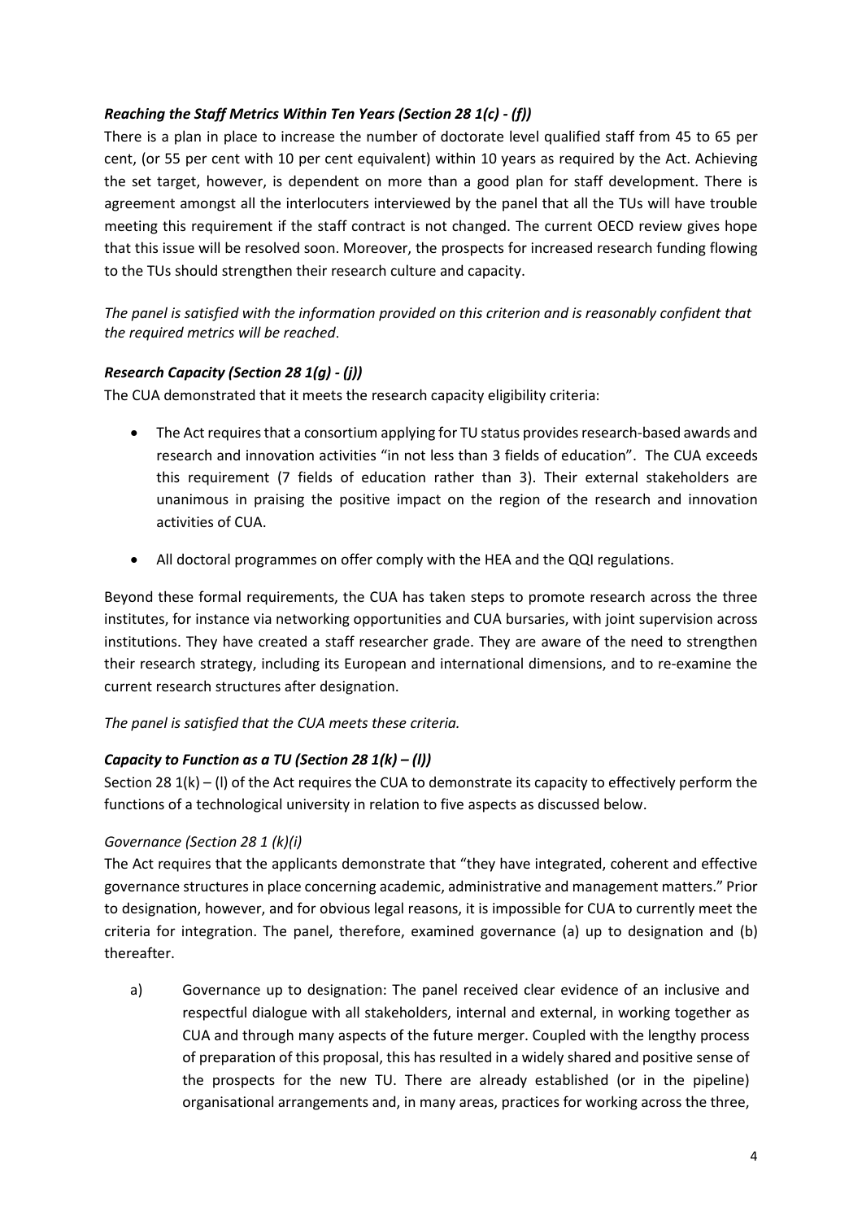### *Reaching the Staff Metrics Within Ten Years (Section 28 1(c) - (f))*

There is a plan in place to increase the number of doctorate level qualified staff from 45 to 65 per cent, (or 55 per cent with 10 per cent equivalent) within 10 years as required by the Act. Achieving the set target, however, is dependent on more than a good plan for staff development. There is agreement amongst all the interlocuters interviewed by the panel that all the TUs will have trouble meeting this requirement if the staff contract is not changed. The current OECD review gives hope that this issue will be resolved soon. Moreover, the prospects for increased research funding flowing to the TUs should strengthen their research culture and capacity.

*The panel is satisfied with the information provided on this criterion and is reasonably confident that the required metrics will be reached.*

### *Research Capacity (Section 28 1(g) - (j))*

The CUA demonstrated that it meets the research capacity eligibility criteria:

- The Act requires that a consortium applying for TU status provides research-based awards and research and innovation activities "in not less than 3 fields of education". The CUA exceeds this requirement (7 fields of education rather than 3). Their external stakeholders are unanimous in praising the positive impact on the region of the research and innovation activities of CUA.
- All doctoral programmes on offer comply with the HEA and the QQI regulations.

Beyond these formal requirements, the CUA has taken steps to promote research across the three institutes, for instance via networking opportunities and CUA bursaries, with joint supervision across institutions. They have created a staff researcher grade. They are aware of the need to strengthen their research strategy, including its European and international dimensions, and to re-examine the current research structures after designation.

*The panel is satisfied that the CUA meets these criteria.*

### *Capacity to Function as a TU (Section 28 1(k) – (l))*

Section 28 1(k) – (l) of the Act requires the CUA to demonstrate its capacity to effectively perform the functions of a technological university in relation to five aspects as discussed below.

#### *Governance (Section 28 1 (k)(i)*

The Act requires that the applicants demonstrate that "they have integrated, coherent and effective governance structures in place concerning academic, administrative and management matters." Prior to designation, however, and for obvious legal reasons, it is impossible for CUA to currently meet the criteria for integration. The panel, therefore, examined governance (a) up to designation and (b) thereafter.

a) Governance up to designation: The panel received clear evidence of an inclusive and respectful dialogue with all stakeholders, internal and external, in working together as CUA and through many aspects of the future merger. Coupled with the lengthy process of preparation of this proposal, this has resulted in a widely shared and positive sense of the prospects for the new TU. There are already established (or in the pipeline) organisational arrangements and, in many areas, practices for working across the three,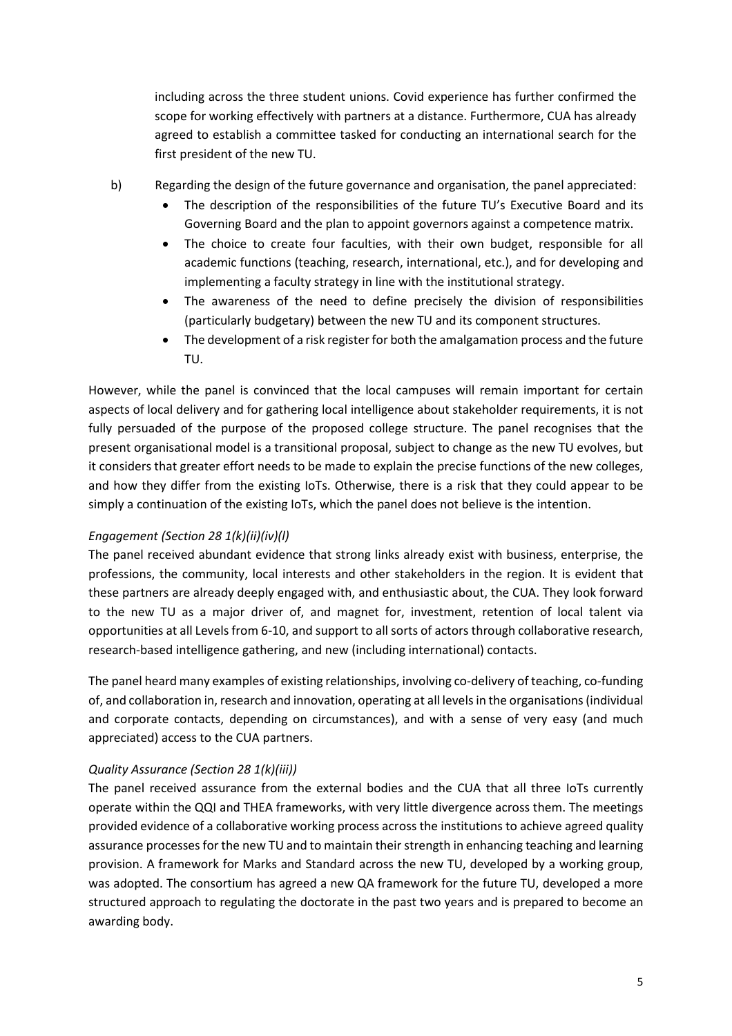including across the three student unions. Covid experience has further confirmed the scope for working effectively with partners at a distance. Furthermore, CUA has already agreed to establish a committee tasked for conducting an international search for the first president of the new TU.

b) Regarding the design of the future governance and organisation, the panel appreciated:

- The description of the responsibilities of the future TU's Executive Board and its Governing Board and the plan to appoint governors against a competence matrix.
- The choice to create four faculties, with their own budget, responsible for all academic functions (teaching, research, international, etc.), and for developing and implementing a faculty strategy in line with the institutional strategy.
- The awareness of the need to define precisely the division of responsibilities (particularly budgetary) between the new TU and its component structures.
- The development of a risk register for both the amalgamation process and the future TU.

However, while the panel is convinced that the local campuses will remain important for certain aspects of local delivery and for gathering local intelligence about stakeholder requirements, it is not fully persuaded of the purpose of the proposed college structure. The panel recognises that the present organisational model is a transitional proposal, subject to change as the new TU evolves, but it considers that greater effort needs to be made to explain the precise functions of the new colleges, and how they differ from the existing IoTs. Otherwise, there is a risk that they could appear to be simply a continuation of the existing IoTs, which the panel does not believe is the intention.

*Engagement (Section 28 1(k)(ii)(iv)(l)*

The panel received abundant evidence that strong links already exist with business, enterprise, the professions, the community, local interests and other stakeholders in the region. It is evident that these partners are already deeply engaged with, and enthusiastic about, the CUA. They look forward to the new TU as a major driver of, and magnet for, investment, retention of local talent via opportunities at all Levels from 6-10, and support to all sorts of actors through collaborative research, research-based intelligence gathering, and new (including international) contacts.

The panel heard many examples of existing relationships, involving co-delivery of teaching, co-funding of, and collaboration in, research and innovation, operating at all levels in the organisations (individual and corporate contacts, depending on circumstances), and with a sense of very easy (and much appreciated) access to the CUA partners.

*Quality Assurance (Section 28 1(k)(iii))*

The panel received assurance from the external bodies and the CUA that all three IoTs currently operate within the QQI and THEA frameworks, with very little divergence across them. The meetings provided evidence of a collaborative working process across the institutions to achieve agreed quality assurance processes for the new TU and to maintain their strength in enhancing teaching and learning provision. A framework for Marks and Standard across the new TU, developed by a working group, was adopted. The consortium has agreed a new QA framework for the future TU, developed a more structured approach to regulating the doctorate in the past two years and is prepared to become an awarding body.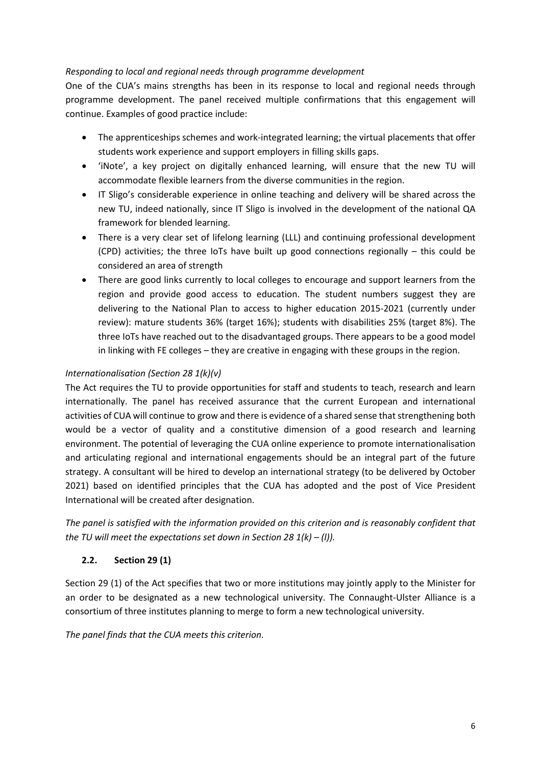*Responding to local and regional needs through programme development*

One of the CUA's mains strengths has been in its response to local and regional needs through programme development. The panel received multiple confirmations that this engagement will continue. Examples of good practice include:

- The apprenticeships schemes and work-integrated learning; the virtual placements that offer students work experience and support employers in filling skills gaps.
- 'iNote', a key project on digitally enhanced learning, will ensure that the new TU will accommodate flexible learners from the diverse communities in the region.
- IT Sligo's considerable experience in online teaching and delivery will be shared across the new TU, indeed nationally, since IT Sligo is involved in the development of the national QA framework for blended learning.
- There is a very clear set of lifelong learning (LLL) and continuing professional development (CPD) activities; the three IoTs have built up good connections regionally – this could be considered an area of strength
- There are good links currently to local colleges to encourage and support learners from the region and provide good access to education. The student numbers suggest they are delivering to the National Plan to access to higher education 2015-2021 (currently under review): mature students 36% (target 16%); students with disabilities 25% (target 8%). The three IoTs have reached out to the disadvantaged groups. There appears to be a good model in linking with FE colleges – they are creative in engaging with these groups in the region.

*Internationalisation (Section 28 1(k)(v)*

The Act requires the TU to provide opportunities for staff and students to teach, research and learn internationally. The panel has received assurance that the current European and international activities of CUA will continue to grow and there is evidence of a shared sense that strengthening both would be a vector of quality and a constitutive dimension of a good research and learning environment. The potential of leveraging the CUA online experience to promote internationalisation and articulating regional and international engagements should be an integral part of the future strategy. A consultant will be hired to develop an international strategy (to be delivered by October 2021) based on identified principles that the CUA has adopted and the post of Vice President International will be created after designation.

*The panel is satisfied with the information provided on this criterion and is reasonably confident that the TU will meet the expectations set down in Section 28 1(k) – (l)).*

## 2.2. Section 29 (1)

Section 29 (1) of the Act specifies that two or more institutions may jointly apply to the Minister for an order to be designated as a new technological university. The Connaught-Ulster Alliance is a consortium of three institutes planning to merge to form a new technological university.

*The panel finds that the CUA meets this criterion.*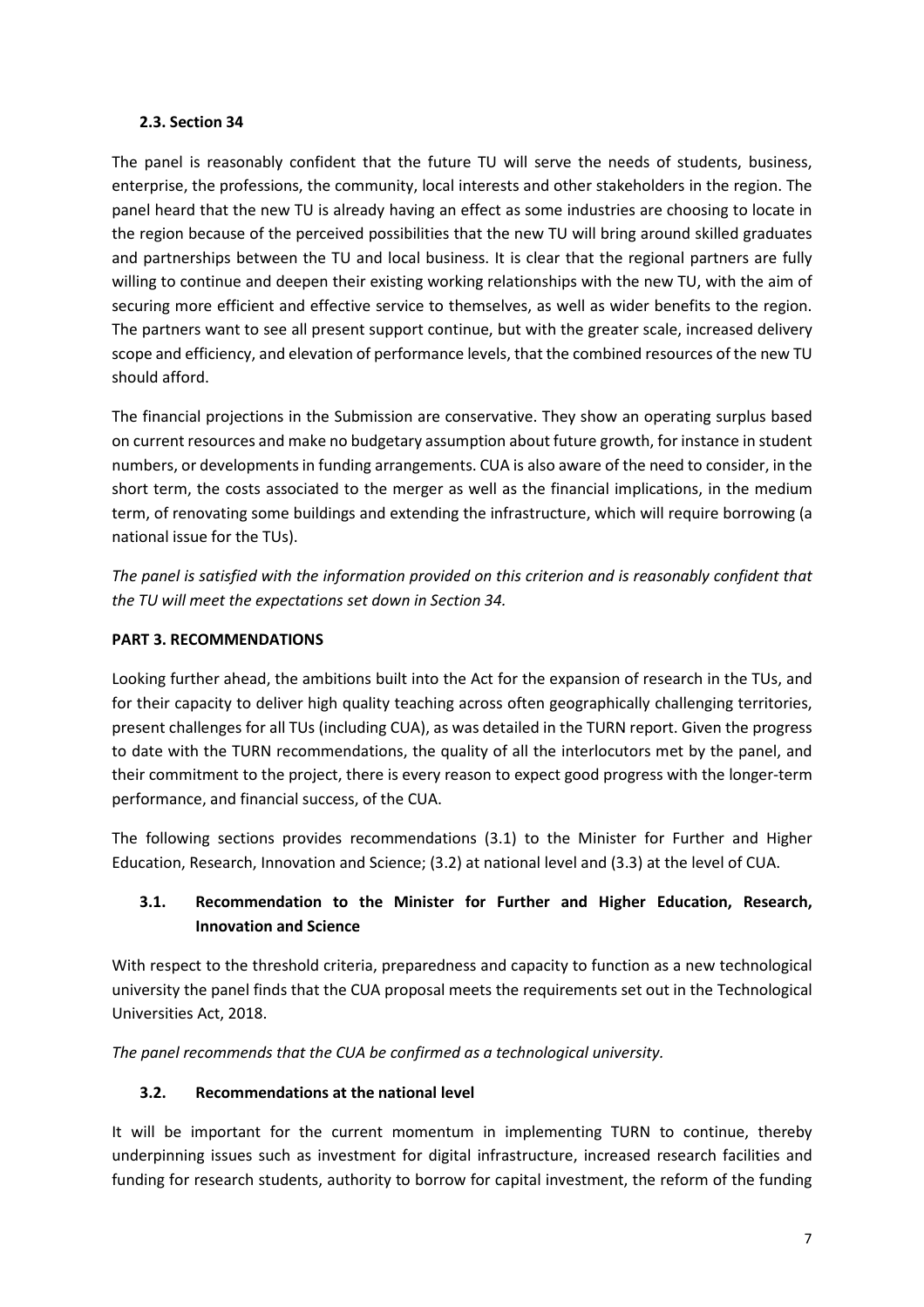### 2.3. Section 34

The panel is reasonably confident that the future TU will serve the needs of students, business, enterprise, the professions, the community, local interests and other stakeholders in the region. The panel heard that the new TU is already having an effect as some industries are choosing to locate in the region because of the perceived possibilities that the new TU will bring around skilled graduates and partnerships between the TU and local business. It is clear that the regional partners are fully willing to continue and deepen their existing working relationships with the new TU, with the aim of securing more efficient and effective service to themselves, as well as wider benefits to the region. The partners want to see all present support continue, but with the greater scale, increased delivery scope and efficiency, and elevation of performance levels, that the combined resources of the new TU should afford.

The financial projections in the Submission are conservative. They show an operating surplus based on current resources and make no budgetary assumption about future growth, for instance in student numbers, or developments in funding arrangements. CUA is also aware of the need to consider, in the short term, the costs associated to the merger as well as the financial implications, in the medium term, of renovating some buildings and extending the infrastructure, which will require borrowing (a national issue for the TUs).

*The panel is satisfied with the information provided on this criterion and is reasonably confident that the TU will meet the expectations set down in Section 34.*

## PART 3. RECOMMENDATIONS

Looking further ahead, the ambitions built into the Act for the expansion of research in the TUs, and for their capacity to deliver high quality teaching across often geographically challenging territories, present challenges for all TUs (including CUA), as was detailed in the TURN report. Given the progress to date with the TURN recommendations, the quality of all the interlocutors met by the panel, and their commitment to the project, there is every reason to expect good progress with the longer-term performance, and financial success, of the CUA.

The following sections provides recommendations (3.1) to the Minister for Further and Higher Education, Research, Innovation and Science; (3.2) at national level and (3.3) at the level of CUA.

### 3.1. Recommendation to the Minister for Further and Higher Education, Research, Innovation and Science

With respect to the threshold criteria, preparedness and capacity to function as a new technological university the panel finds that the CUA proposal meets the requirements set out in the Technological Universities Act, 2018.

*The panel recommends that the CUA be confirmed as a technological university.*

### 3.2. Recommendations at the national level

It will be important for the current momentum in implementing TURN to continue, thereby underpinning issues such as investment for digital infrastructure, increased research facilities and funding for research students, authority to borrow for capital investment, the reform of the funding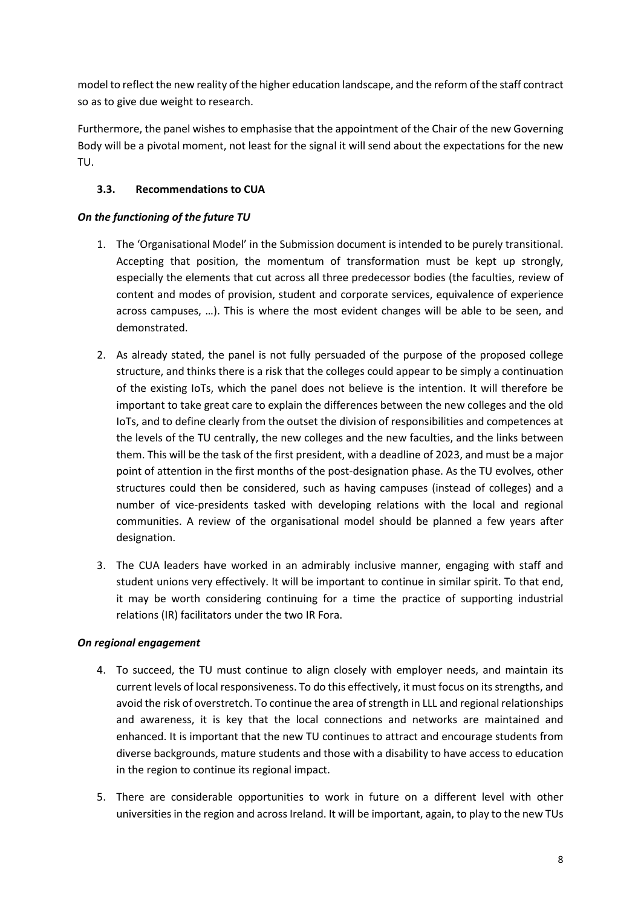model to reflect the new reality of the higher education landscape, and the reform of the staff contract so as to give due weight to research.

Furthermore, the panel wishes to emphasise that the appointment of the Chair of the new Governing Body will be a pivotal moment, not least for the signal it will send about the expectations for the new TU.

### 3.3. Recommendations to CUA

***On the functioning of the future TU***

1. The 'Organisational Model' in the Submission document is intended to be purely transitional. Accepting that position, the momentum of transformation must be kept up strongly, especially the elements that cut across all three predecessor bodies (the faculties, review of content and modes of provision, student and corporate services, equivalence of experience across campuses, …). This is where the most evident changes will be able to be seen, and demonstrated.

2. As already stated, the panel is not fully persuaded of the purpose of the proposed college structure, and thinks there is a risk that the colleges could appear to be simply a continuation of the existing IoTs, which the panel does not believe is the intention. It will therefore be important to take great care to explain the differences between the new colleges and the old IoTs, and to define clearly from the outset the division of responsibilities and competences at the levels of the TU centrally, the new colleges and the new faculties, and the links between them. This will be the task of the first president, with a deadline of 2023, and must be a major point of attention in the first months of the post-designation phase. As the TU evolves, other structures could then be considered, such as having campuses (instead of colleges) and a number of vice-presidents tasked with developing relations with the local and regional communities. A review of the organisational model should be planned a few years after designation.

3. The CUA leaders have worked in an admirably inclusive manner, engaging with staff and student unions very effectively. It will be important to continue in similar spirit. To that end, it may be worth considering continuing for a time the practice of supporting industrial relations (IR) facilitators under the two IR Fora.

***On regional engagement***

4. To succeed, the TU must continue to align closely with employer needs, and maintain its current levels of local responsiveness. To do this effectively, it must focus on its strengths, and avoid the risk of overstretch. To continue the area of strength in LLL and regional relationships and awareness, it is key that the local connections and networks are maintained and enhanced. It is important that the new TU continues to attract and encourage students from diverse backgrounds, mature students and those with a disability to have access to education in the region to continue its regional impact.

5. There are considerable opportunities to work in future on a different level with other universities in the region and across Ireland. It will be important, again, to play to the new TUs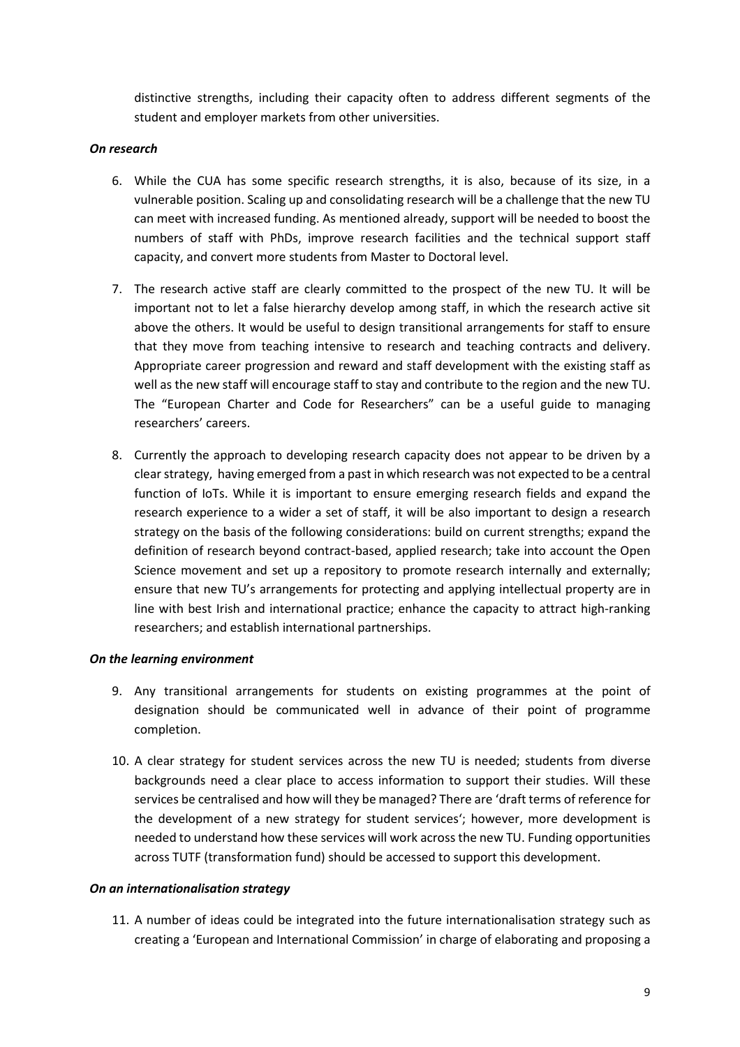distinctive strengths, including their capacity often to address different segments of the student and employer markets from other universities.

***On research***

6. While the CUA has some specific research strengths, it is also, because of its size, in a vulnerable position. Scaling up and consolidating research will be a challenge that the new TU can meet with increased funding. As mentioned already, support will be needed to boost the numbers of staff with PhDs, improve research facilities and the technical support staff capacity, and convert more students from Master to Doctoral level.

7. The research active staff are clearly committed to the prospect of the new TU. It will be important not to let a false hierarchy develop among staff, in which the research active sit above the others. It would be useful to design transitional arrangements for staff to ensure that they move from teaching intensive to research and teaching contracts and delivery. Appropriate career progression and reward and staff development with the existing staff as well as the new staff will encourage staff to stay and contribute to the region and the new TU. The "European Charter and Code for Researchers" can be a useful guide to managing researchers' careers.

8. Currently the approach to developing research capacity does not appear to be driven by a clear strategy, having emerged from a past in which research was not expected to be a central function of IoTs. While it is important to ensure emerging research fields and expand the research experience to a wider a set of staff, it will be also important to design a research strategy on the basis of the following considerations: build on current strengths; expand the definition of research beyond contract-based, applied research; take into account the Open Science movement and set up a repository to promote research internally and externally; ensure that new TU's arrangements for protecting and applying intellectual property are in line with best Irish and international practice; enhance the capacity to attract high-ranking researchers; and establish international partnerships.

***On the learning environment***

9. Any transitional arrangements for students on existing programmes at the point of designation should be communicated well in advance of their point of programme completion.

10. A clear strategy for student services across the new TU is needed; students from diverse backgrounds need a clear place to access information to support their studies. Will these services be centralised and how will they be managed? There are 'draft terms of reference for the development of a new strategy for student services'; however, more development is needed to understand how these services will work across the new TU. Funding opportunities across TUTF (transformation fund) should be accessed to support this development.

***On an internationalisation strategy***

11. A number of ideas could be integrated into the future internationalisation strategy such as creating a 'European and International Commission' in charge of elaborating and proposing a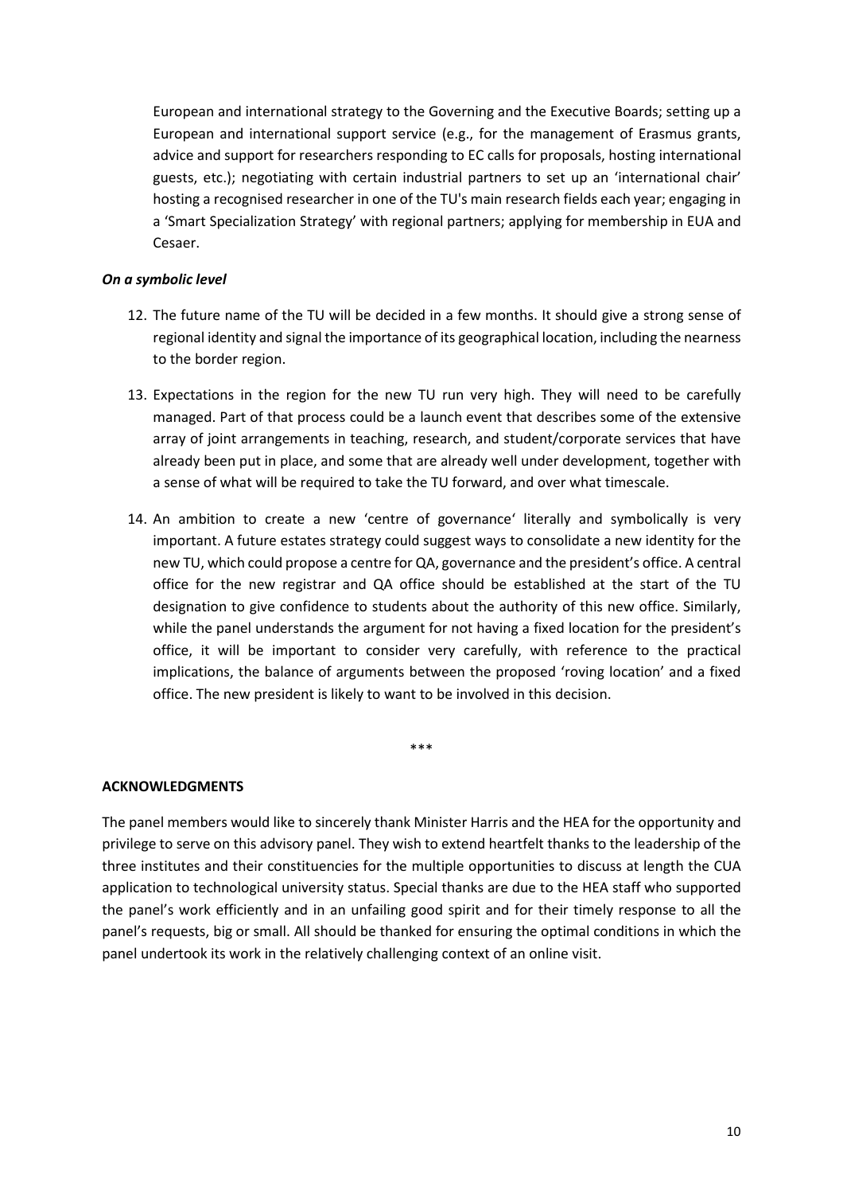European and international strategy to the Governing and the Executive Boards; setting up a European and international support service (e.g., for the management of Erasmus grants, advice and support for researchers responding to EC calls for proposals, hosting international guests, etc.); negotiating with certain industrial partners to set up an 'international chair' hosting a recognised researcher in one of the TU's main research fields each year; engaging in a 'Smart Specialization Strategy' with regional partners; applying for membership in EUA and Cesaer.

***On a symbolic level***

12. The future name of the TU will be decided in a few months. It should give a strong sense of regional identity and signal the importance of its geographical location, including the nearness to the border region.

13. Expectations in the region for the new TU run very high. They will need to be carefully managed. Part of that process could be a launch event that describes some of the extensive array of joint arrangements in teaching, research, and student/corporate services that have already been put in place, and some that are already well under development, together with a sense of what will be required to take the TU forward, and over what timescale.

14. An ambition to create a new 'centre of governance' literally and symbolically is very important. A future estates strategy could suggest ways to consolidate a new identity for the new TU, which could propose a centre for QA, governance and the president's office. A central office for the new registrar and QA office should be established at the start of the TU designation to give confidence to students about the authority of this new office. Similarly, while the panel understands the argument for not having a fixed location for the president's office, it will be important to consider very carefully, with reference to the practical implications, the balance of arguments between the proposed 'roving location' and a fixed office. The new president is likely to want to be involved in this decision.

\*\*\*

**ACKNOWLEDGMENTS**

The panel members would like to sincerely thank Minister Harris and the HEA for the opportunity and privilege to serve on this advisory panel. They wish to extend heartfelt thanks to the leadership of the three institutes and their constituencies for the multiple opportunities to discuss at length the CUA application to technological university status. Special thanks are due to the HEA staff who supported the panel's work efficiently and in an unfailing good spirit and for their timely response to all the panel's requests, big or small. All should be thanked for ensuring the optimal conditions in which the panel undertook its work in the relatively challenging context of an online visit.